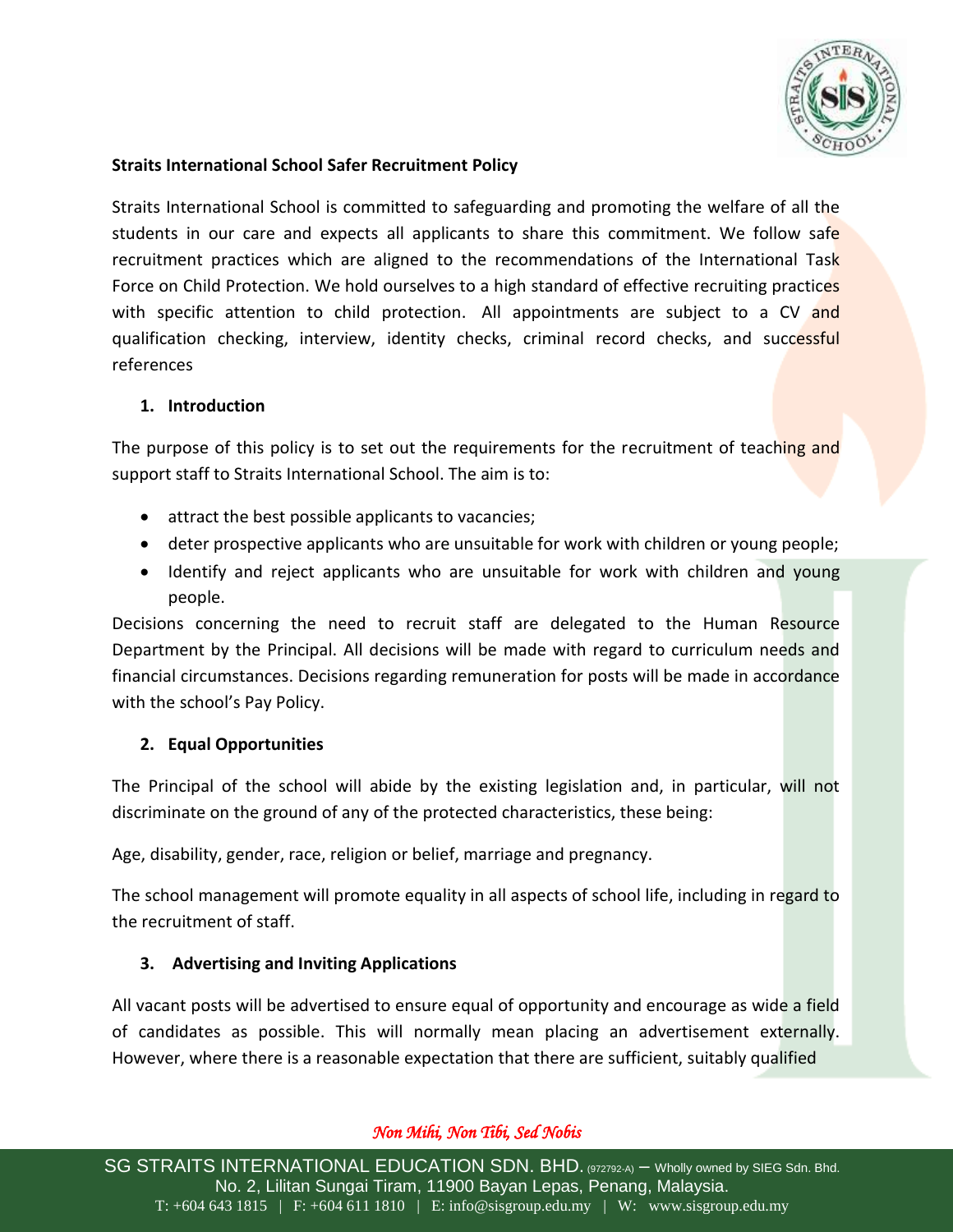**Straits International School Safer Recruitment Policy**

Straits International School is committed to safeguarding and promoting the welfare of all the students in our care and expects all applicants to share this commitment. We follow safe recruitment practices which are aligned to the recommendations of the International Task Force on Child Protection. We hold ourselves to a high standard of effective recruiting practices with specific attention to child protection. All appointments are subject to a CV and qualification checking, interview, identity checks, criminal record checks, and successful references

## 1. Introduction

The purpose of this policy is to set out the requirements for the recruitment of teaching and support staff to Straits International School. The aim is to:

- attract the best possible applicants to vacancies;
- deter prospective applicants who are unsuitable for work with children or young people;
- Identify and reject applicants who are unsuitable for work with children and young people.

Decisions concerning the need to recruit staff are delegated to the Human Resource Department by the Principal. All decisions will be made with regard to curriculum needs and financial circumstances. Decisions regarding remuneration for posts will be made in accordance with the school's Pay Policy.

## 2. Equal Opportunities

The Principal of the school will abide by the existing legislation and, in particular, will not discriminate on the ground of any of the protected characteristics, these being:

Age, disability, gender, race, religion or belief, marriage and pregnancy.

The school management will promote equality in all aspects of school life, including in regard to the recruitment of staff.

## 3. Advertising and Inviting Applications

All vacant posts will be advertised to ensure equal of opportunity and encourage as wide a field of candidates as possible. This will normally mean placing an advertisement externally. However, where there is a reasonable expectation that there are sufficient, suitably qualified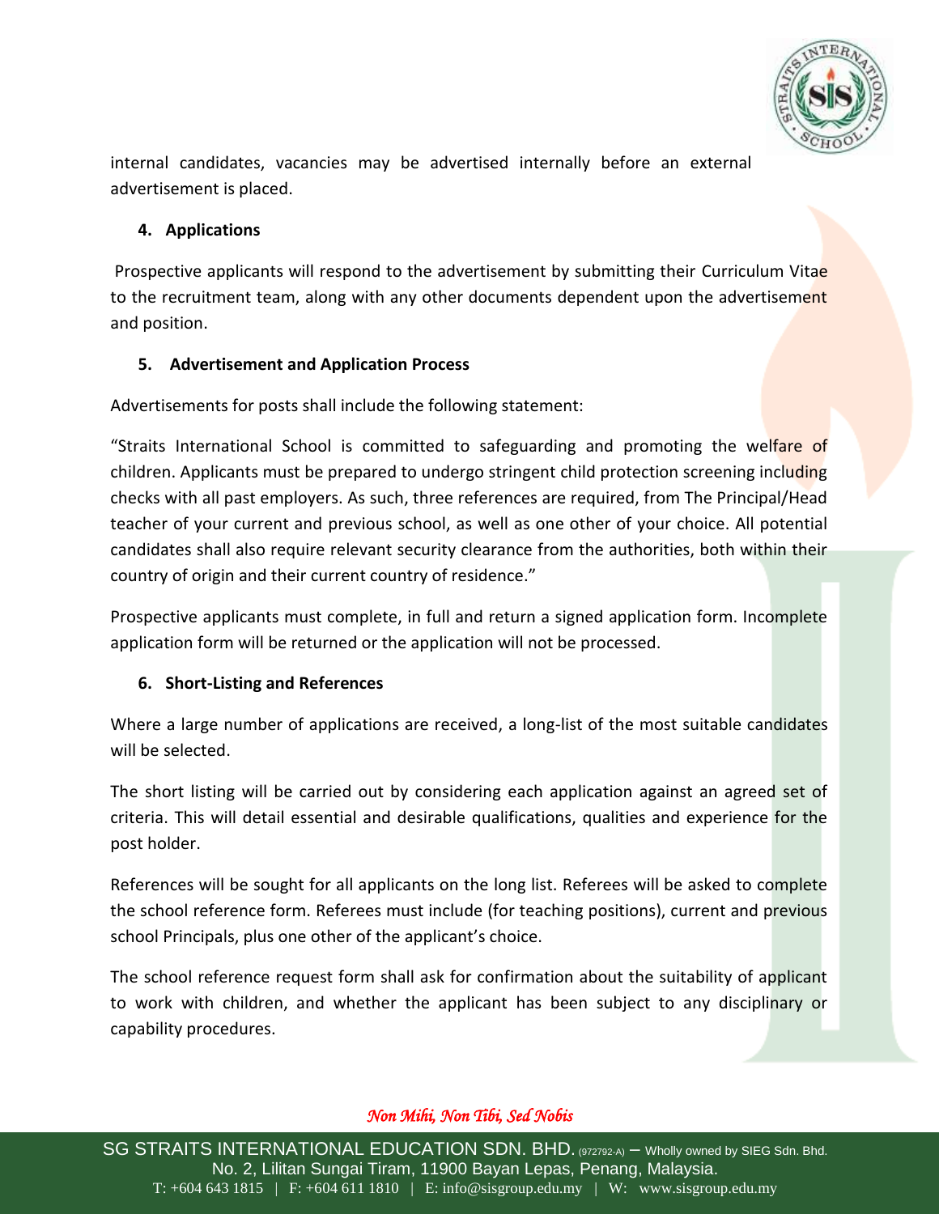internal candidates, vacancies may be advertised internally before an external advertisement is placed.

**4. Applications**

Prospective applicants will respond to the advertisement by submitting their Curriculum Vitae to the recruitment team, along with any other documents dependent upon the advertisement and position.

**5. Advertisement and Application Process**

Advertisements for posts shall include the following statement:

"Straits International School is committed to safeguarding and promoting the welfare of children. Applicants must be prepared to undergo stringent child protection screening including checks with all past employers. As such, three references are required, from The Principal/Head teacher of your current and previous school, as well as one other of your choice. All potential candidates shall also require relevant security clearance from the authorities, both within their country of origin and their current country of residence."

Prospective applicants must complete, in full and return a signed application form. Incomplete application form will be returned or the application will not be processed.

**6. Short-Listing and References**

Where a large number of applications are received, a long-list of the most suitable candidates will be selected.

The short listing will be carried out by considering each application against an agreed set of criteria. This will detail essential and desirable qualifications, qualities and experience for the post holder.

References will be sought for all applicants on the long list. Referees will be asked to complete the school reference form. Referees must include (for teaching positions), current and previous school Principals, plus one other of the applicant's choice.

The school reference request form shall ask for confirmation about the suitability of applicant to work with children, and whether the applicant has been subject to any disciplinary or capability procedures.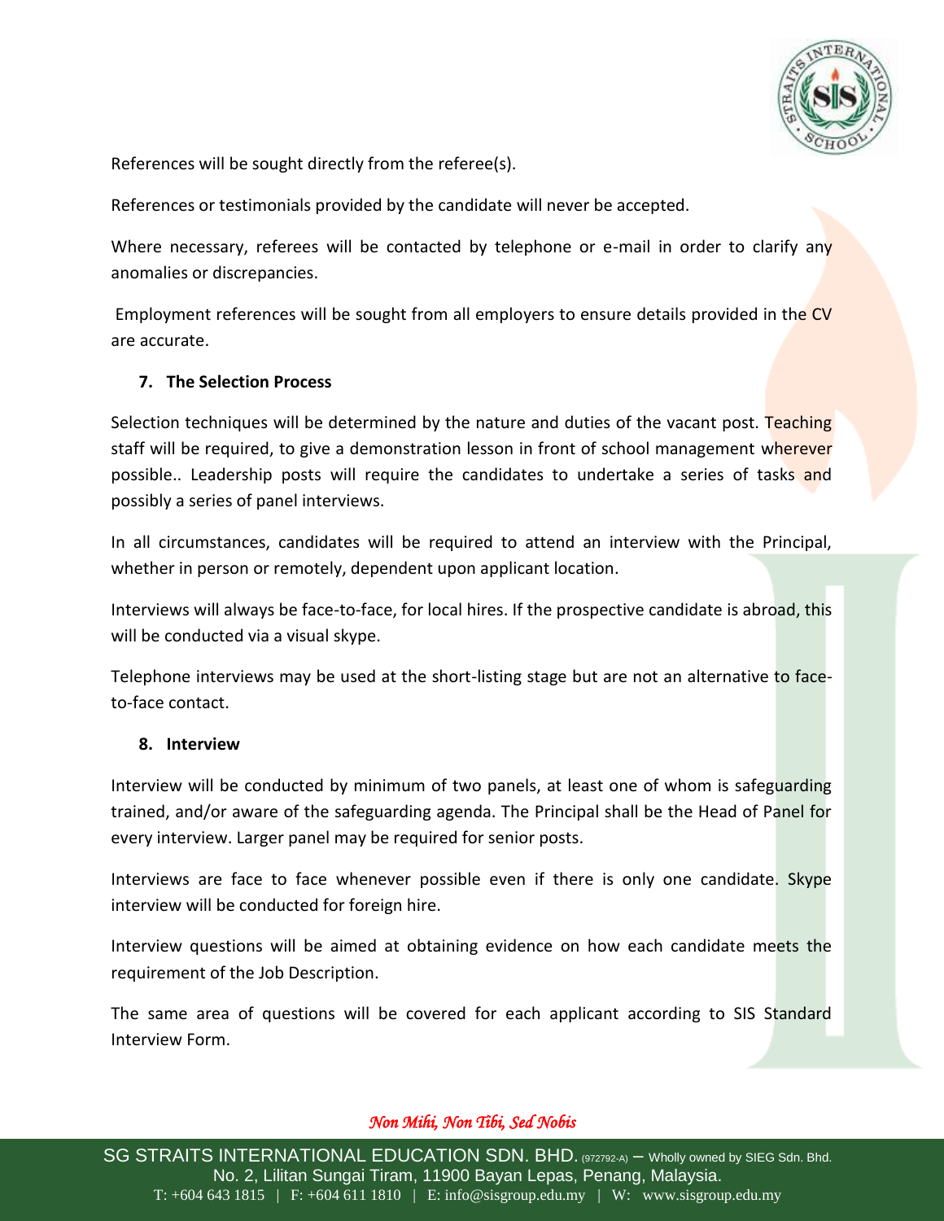References will be sought directly from the referee(s).

References or testimonials provided by the candidate will never be accepted.

Where necessary, referees will be contacted by telephone or e-mail in order to clarify any anomalies or discrepancies.

Employment references will be sought from all employers to ensure details provided in the CV are accurate.

## 7. The Selection Process

Selection techniques will be determined by the nature and duties of the vacant post. Teaching staff will be required, to give a demonstration lesson in front of school management wherever possible.. Leadership posts will require the candidates to undertake a series of tasks and possibly a series of panel interviews.

In all circumstances, candidates will be required to attend an interview with the Principal, whether in person or remotely, dependent upon applicant location.

Interviews will always be face-to-face, for local hires. If the prospective candidate is abroad, this will be conducted via a visual skype.

Telephone interviews may be used at the short-listing stage but are not an alternative to face-to-face contact.

## 8. Interview

Interview will be conducted by minimum of two panels, at least one of whom is safeguarding trained, and/or aware of the safeguarding agenda. The Principal shall be the Head of Panel for every interview. Larger panel may be required for senior posts.

Interviews are face to face whenever possible even if there is only one candidate. Skype interview will be conducted for foreign hire.

Interview questions will be aimed at obtaining evidence on how each candidate meets the requirement of the Job Description.

The same area of questions will be covered for each applicant according to SIS Standard Interview Form.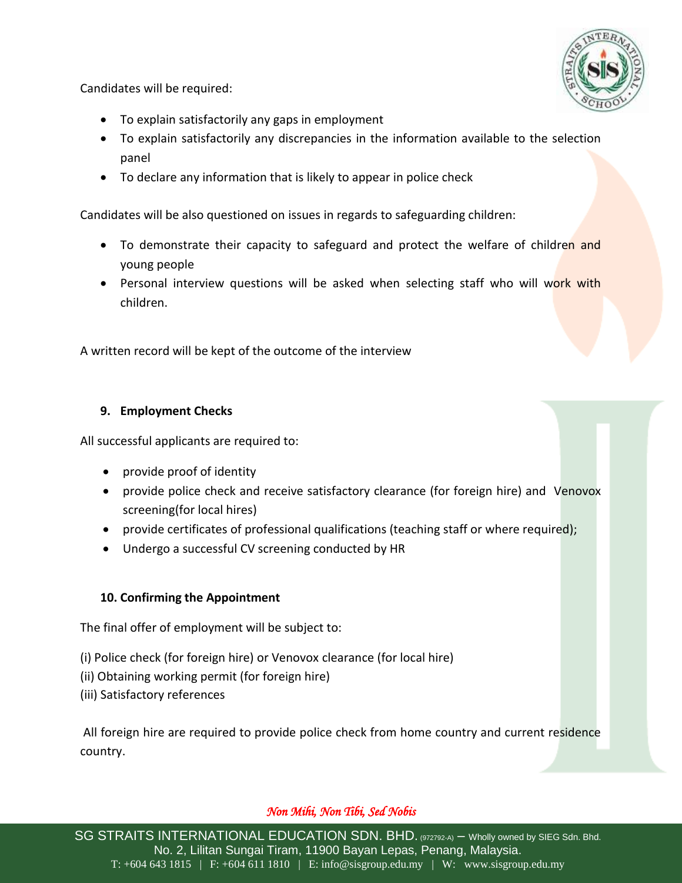Candidates will be required:

- To explain satisfactorily any gaps in employment
- To explain satisfactorily any discrepancies in the information available to the selection panel
- To declare any information that is likely to appear in police check

Candidates will be also questioned on issues in regards to safeguarding children:

- To demonstrate their capacity to safeguard and protect the welfare of children and young people
- Personal interview questions will be asked when selecting staff who will work with children.

A written record will be kept of the outcome of the interview

## 9. Employment Checks

All successful applicants are required to:

- provide proof of identity
- provide police check and receive satisfactory clearance (for foreign hire) and Venovox screening(for local hires)
- provide certificates of professional qualifications (teaching staff or where required);
- Undergo a successful CV screening conducted by HR

## 10. Confirming the Appointment

The final offer of employment will be subject to:

(i) Police check (for foreign hire) or Venovox clearance (for local hire)
(ii) Obtaining working permit (for foreign hire)
(iii) Satisfactory references

All foreign hire are required to provide police check from home country and current residence country.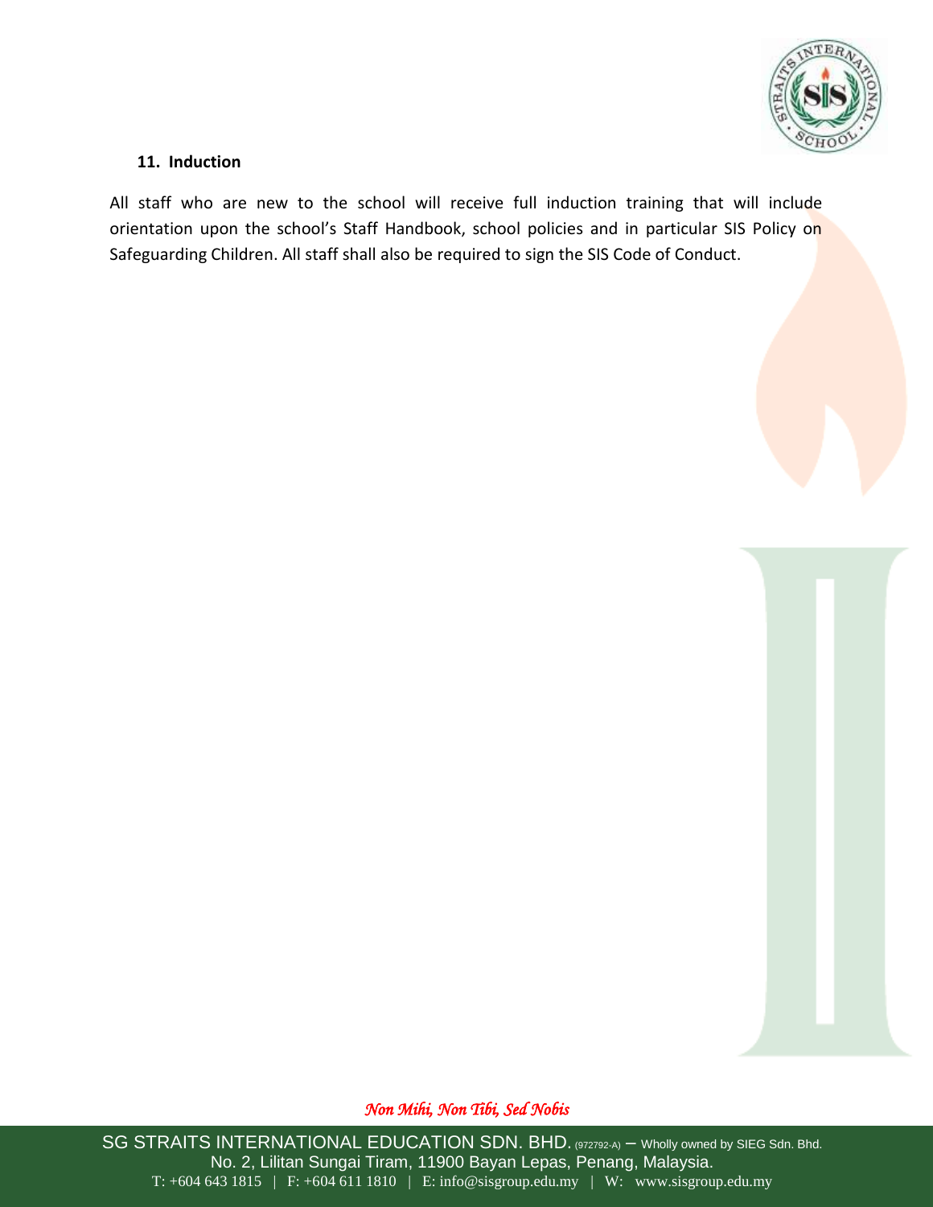### 11. Induction

All staff who are new to the school will receive full induction training that will include orientation upon the school's Staff Handbook, school policies and in particular SIS Policy on Safeguarding Children. All staff shall also be required to sign the SIS Code of Conduct.